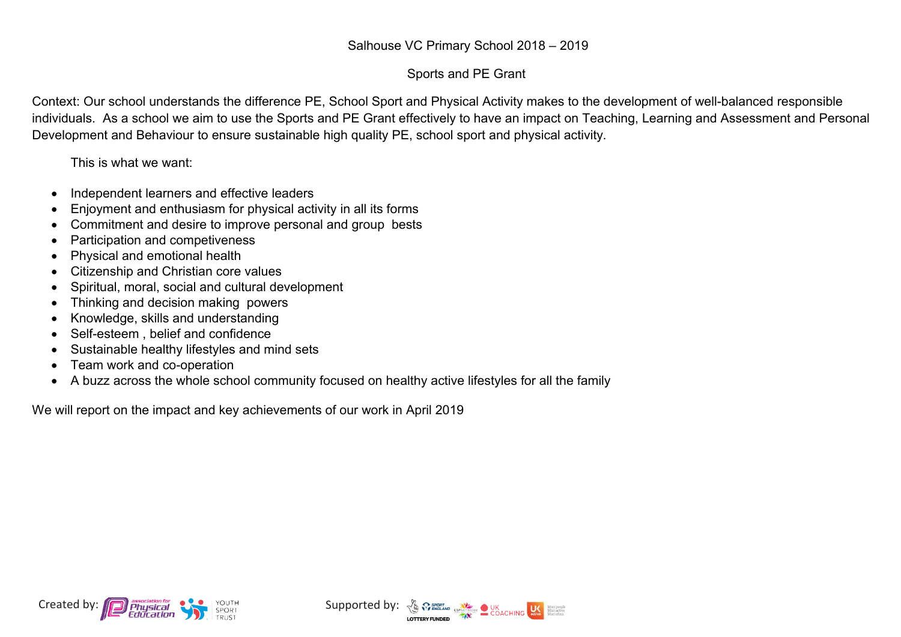# Salhouse VC Primary School 2018 – 2019

## Sports and PE Grant

Context: Our school understands the difference PE, School Sport and Physical Activity makes to the development of well-balanced responsible individuals. As a school we aim to use the Sports and PE Grant effectively to have an impact on Teaching, Learning and Assessment and Personal Development and Behaviour to ensure sustainable high quality PE, school sport and physical activity.

This is what we want:

- Independent learners and effective leaders
- Enjoyment and enthusiasm for physical activity in all its forms
- Commitment and desire to improve personal and group bests
- Participation and competiveness
- Physical and emotional health
- Citizenship and Christian core values
- Spiritual, moral, social and cultural development
- Thinking and decision making powers
- Knowledge, skills and understanding
- Self-esteem , belief and confidence
- Sustainable healthy lifestyles and mind sets
- Team work and co-operation
- A buzz across the whole school community focused on healthy active lifestyles for all the family

We will report on the impact and key achievements of our work in April 2019

Created by: association for Physical Education, Youth Sport Trust

Supported by: Sport England, Lottery Funded, CSPNetwork, UK Coaching, UK Active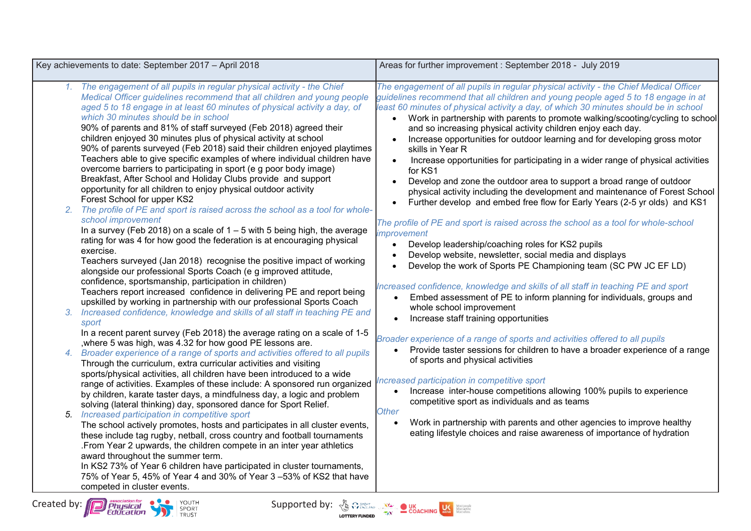| Key achievements to date: September 2017 – April 2018 | Areas for further improvement : September 2018 - July 2019 |
|---|---|
| 1. *The engagement of all pupils in regular physical activity - the Chief Medical Officer guidelines recommend that all children and young people aged 5 to 18 engage in at least 60 minutes of physical activity a day, of which 30 minutes should be in school*<br>90% of parents and 81% of staff surveyed (Feb 2018) agreed their children enjoyed 30 minutes plus of physical activity at school<br>90% of parents surveyed (Feb 2018) said their children enjoyed playtimes<br>Teachers able to give specific examples of where individual children have overcome barriers to participating in sport (e g poor body image)<br>Breakfast, After School and Holiday Clubs provide and support opportunity for all children to enjoy physical outdoor activity<br>Forest School for upper KS2<br>2. *The profile of PE and sport is raised across the school as a tool for whole-school improvement*<br>In a survey (Feb 2018) on a scale of 1 – 5 with 5 being high, the average rating for was 4 for how good the federation is at encouraging physical exercise.<br>Teachers surveyed (Jan 2018) recognise the positive impact of working alongside our professional Sports Coach (e g improved attitude, confidence, sportsmanship, participation in children)<br>Teachers report increased confidence in delivering PE and report being upskilled by working in partnership with our professional Sports Coach<br>3. *Increased confidence, knowledge and skills of all staff in teaching PE and sport*<br>In a recent parent survey (Feb 2018) the average rating on a scale of 1-5 ,where 5 was high, was 4.32 for how good PE lessons are.<br>4. *Broader experience of a range of sports and activities offered to all pupils*<br>Through the curriculum, extra curricular activities and visiting sports/physical activities, all children have been introduced to a wide range of activities. Examples of these include: A sponsored run organized by children, karate taster days, a mindfulness day, a logic and problem solving (lateral thinking) day, sponsored dance for Sport Relief.<br>5. *Increased participation in competitive sport*<br>The school actively promotes, hosts and participates in all cluster events, these include tag rugby, netball, cross country and football tournaments .From Year 2 upwards, the children compete in an inter year athletics award throughout the summer term.<br>In KS2 73% of Year 6 children have participated in cluster tournaments, 75% of Year 5, 45% of Year 4 and 30% of Year 3 –53% of KS2 that have competed in cluster events. | *The engagement of all pupils in regular physical activity - the Chief Medical Officer guidelines recommend that all children and young people aged 5 to 18 engage in at least 60 minutes of physical activity a day, of which 30 minutes should be in school*<br>• Work in partnership with parents to promote walking/scooting/cycling to school and so increasing physical activity children enjoy each day.<br>• Increase opportunities for outdoor learning and for developing gross motor skills in Year R<br>• Increase opportunities for participating in a wider range of physical activities for KS1<br>• Develop and zone the outdoor area to support a broad range of outdoor physical activity including the development and maintenance of Forest School<br>• Further develop and embed free flow for Early Years (2-5 yr olds) and KS1<br><br>*The profile of PE and sport is raised across the school as a tool for whole-school improvement*<br>• Develop leadership/coaching roles for KS2 pupils<br>• Develop website, newsletter, social media and displays<br>• Develop the work of Sports PE Championing team (SC PW JC EF LD)<br><br>*Increased confidence, knowledge and skills of all staff in teaching PE and sport*<br>• Embed assessment of PE to inform planning for individuals, groups and whole school improvement<br>• Increase staff training opportunities<br><br>*Broader experience of a range of sports and activities offered to all pupils*<br>• Provide taster sessions for children to have a broader experience of a range of sports and physical activities<br><br>*Increased participation in competitive sport*<br>• Increase inter-house competitions allowing 100% pupils to experience competitive sport as individuals and as teams<br>*Other*<br>• Work in partnership with parents and other agencies to improve healthy eating lifestyle choices and raise awareness of importance of hydration |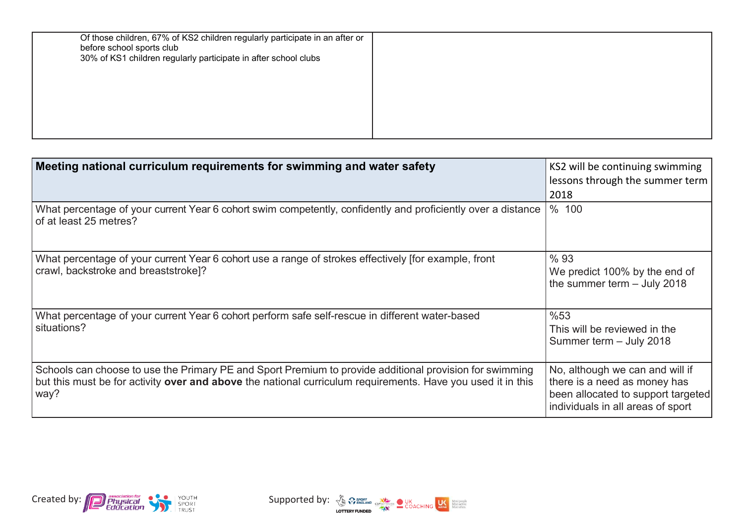| Of those children, 67% of KS2 children regularly participate in an after or before school sports club<br>30% of KS1 children regularly participate in after school clubs | |
|---|---|

| **Meeting national curriculum requirements for swimming and water safety** | KS2 will be continuing swimming lessons through the summer term 2018 |
|---|---|
| What percentage of your current Year 6 cohort swim competently, confidently and proficiently over a distance of at least 25 metres? | % 100 |
| What percentage of your current Year 6 cohort use a range of strokes effectively [for example, front crawl, backstroke and breaststroke]? | % 93<br>We predict 100% by the end of the summer term – July 2018 |
| What percentage of your current Year 6 cohort perform safe self-rescue in different water-based situations? | %53<br>This will be reviewed in the Summer term – July 2018 |
| Schools can choose to use the Primary PE and Sport Premium to provide additional provision for swimming but this must be for activity **over and above** the national curriculum requirements. Have you used it in this way? | No, although we can and will if there is a need as money has been allocated to support targeted individuals in all areas of sport |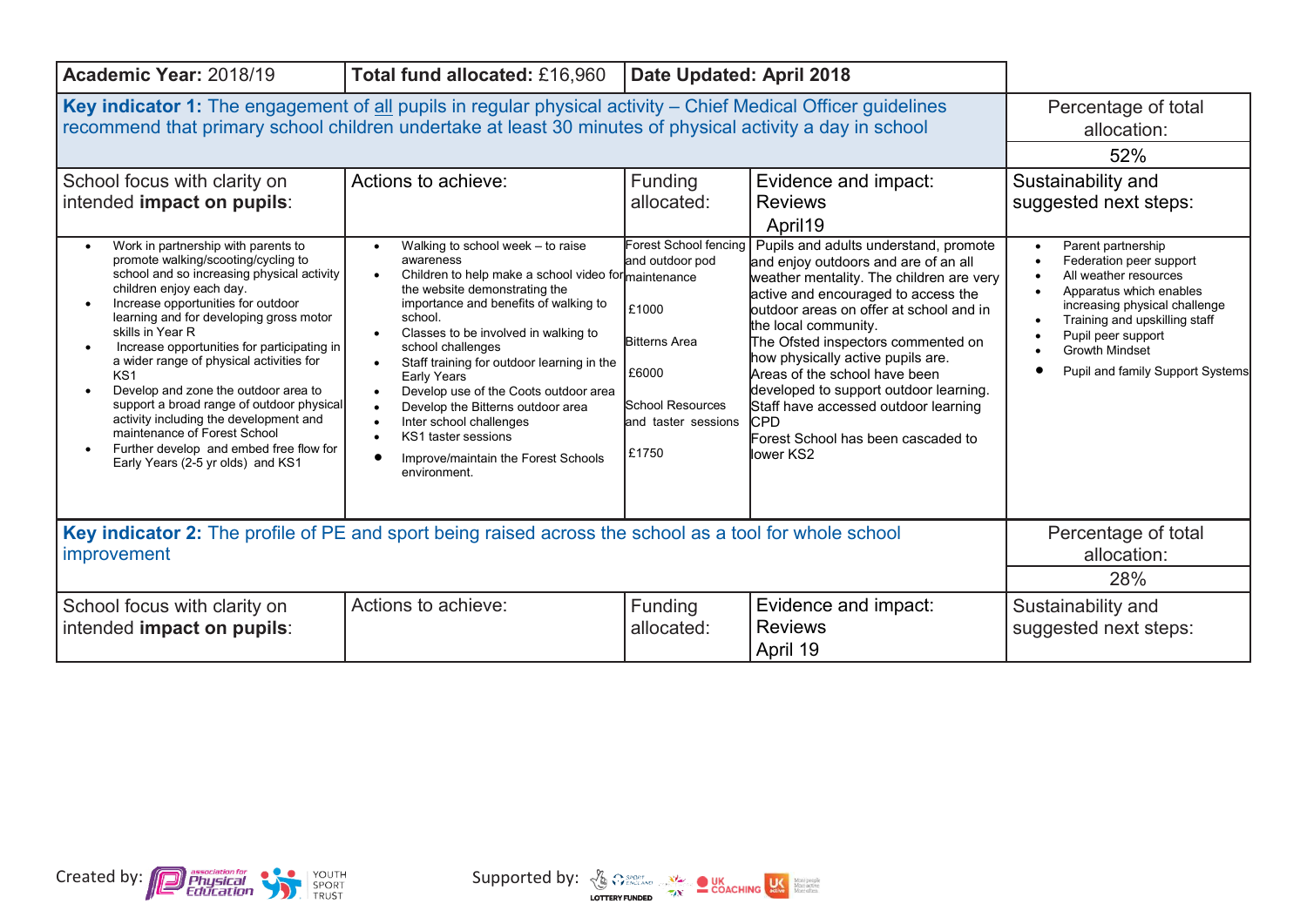| Academic Year: 2018/19 | Total fund allocated: £16,960 | Date Updated: April 2018 | | |
|---|---|---|---|---|
| **Key indicator 1:** The engagement of all pupils in regular physical activity – Chief Medical Officer guidelines recommend that primary school children undertake at least 30 minutes of physical activity a day in school | | | | Percentage of total allocation: 52% |
| School focus with clarity on intended **impact on pupils**: | Actions to achieve: | Funding allocated: | Evidence and impact: Reviews April19 | Sustainability and suggested next steps: |
| <ul><li>Work in partnership with parents to promote walking/scooting/cycling to school and so increasing physical activity children enjoy each day.</li><li>Increase opportunities for outdoor learning and for developing gross motor skills in Year R</li><li>Increase opportunities for participating in a wider range of physical activities for KS1</li><li>Develop and zone the outdoor area to support a broad range of outdoor physical activity including the development and maintenance of Forest School</li><li>Further develop and embed free flow for Early Years (2-5 yr olds) and KS1</li></ul> | <ul><li>Walking to school week – to raise awareness</li><li>Children to help make a school video for the website demonstrating the importance and benefits of walking to school.</li><li>Classes to be involved in walking to school challenges</li><li>Staff training for outdoor learning in the Early Years</li><li>Develop use of the Coots outdoor area</li><li>Develop the Bitterns outdoor area</li><li>Inter school challenges</li><li>KS1 taster sessions</li><li>Improve/maintain the Forest Schools environment.</li></ul> | Forest School fencing and outdoor pod maintenance<br><br>£1000<br><br>Bitterns Area<br><br>£6000<br><br>School Resources and taster sessions<br><br>£1750 | Pupils and adults understand, promote and enjoy outdoors and are of an all weather mentality. The children are very active and encouraged to access the outdoor areas on offer at school and in the local community.<br>The Ofsted inspectors commented on how physically active pupils are.<br>Areas of the school have been developed to support outdoor learning.<br>Staff have accessed outdoor learning CPD<br>Forest School has been cascaded to lower KS2 | <ul><li>Parent partnership</li><li>Federation peer support</li><li>All weather resources</li><li>Apparatus which enables increasing physical challenge</li><li>Training and upskilling staff</li><li>Pupil peer support</li><li>Growth Mindset</li><li>Pupil and family Support Systems</li></ul> |
| **Key indicator 2:** The profile of PE and sport being raised across the school as a tool for whole school improvement | | | | Percentage of total allocation: 28% |
| School focus with clarity on intended **impact on pupils**: | Actions to achieve: | Funding allocated: | Evidence and impact: Reviews April 19 | Sustainability and suggested next steps: |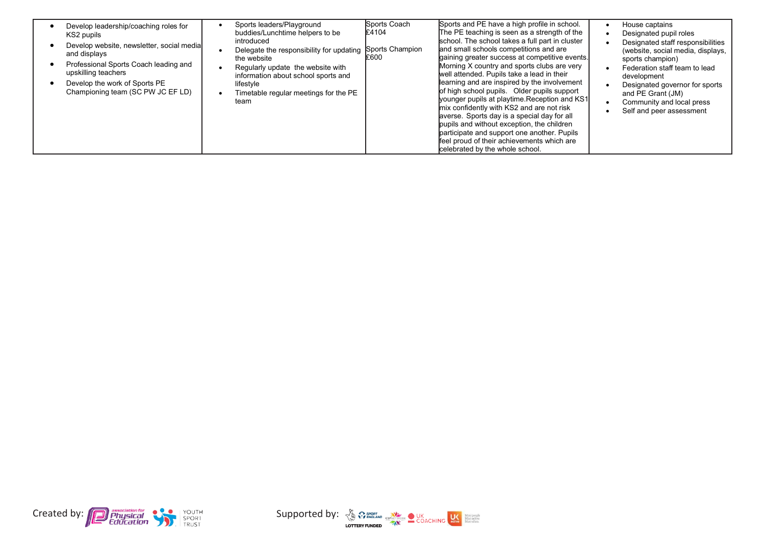| | | | | |
|---|---|---|---|---|
| • Develop leadership/coaching roles for KS2 pupils<br>• Develop website, newsletter, social media and displays<br>• Professional Sports Coach leading and upskilling teachers<br>• Develop the work of Sports PE Championing team (SC PW JC EF LD) | • Sports leaders/Playground buddies/Lunchtime helpers to be introduced<br>• Delegate the responsibility for updating the website<br>• Regularly update the website with information about school sports and lifestyle<br>• Timetable regular meetings for the PE team | Sports Coach £4104<br><br>Sports Champion £600 | Sports and PE have a high profile in school. The PE teaching is seen as a strength of the school. The school takes a full part in cluster and small schools competitions and are gaining greater success at competitive events. Morning X country and sports clubs are very well attended. Pupils take a lead in their learning and are inspired by the involvement of high school pupils. Older pupils support younger pupils at playtime.Reception and KS1 mix confidently with KS2 and are not risk averse. Sports day is a special day for all pupils and without exception, the children participate and support one another. Pupils feel proud of their achievements which are celebrated by the whole school. | • House captains<br>• Designated pupil roles<br>• Designated staff responsibilities (website, social media, displays, sports champion)<br>• Federation staff team to lead development<br>• Designated governor for sports and PE Grant (JM)<br>• Community and local press<br>• Self and peer assessment |

Created by: association for Physical Education, Youth Sport Trust

Supported by: Sport England (Lottery Funded), CSPN Network, UK Coaching, UK Active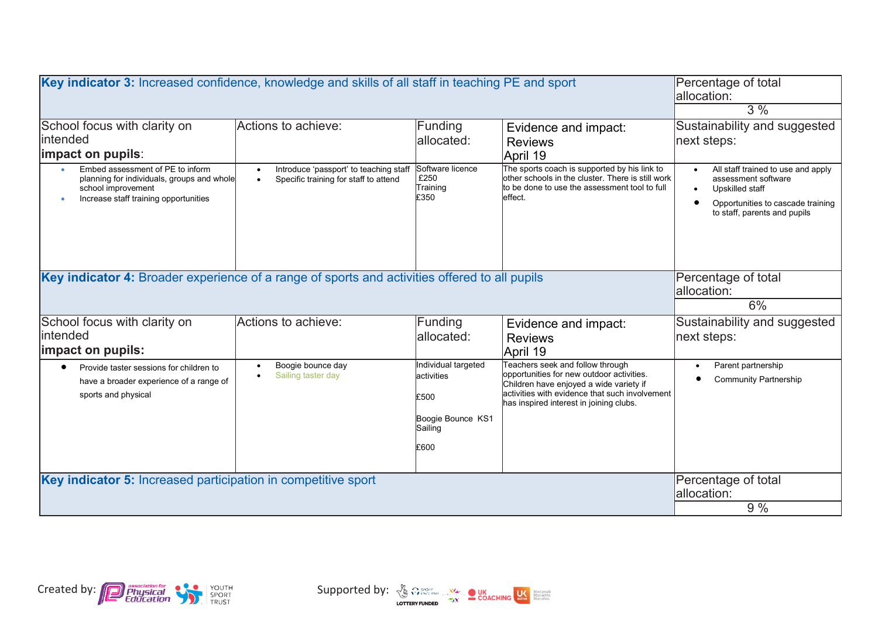| **Key indicator 3:** Increased confidence, knowledge and skills of all staff in teaching PE and sport | | | | Percentage of total allocation: 3 % |
|---|---|---|---|---|
| School focus with clarity on intended **impact on pupils**: | Actions to achieve: | Funding allocated: | Evidence and impact: Reviews April 19 | Sustainability and suggested next steps: |
| • Embed assessment of PE to inform planning for individuals, groups and whole school improvement<br>• Increase staff training opportunities | • Introduce 'passport' to teaching staff<br>• Specific training for staff to attend | Software licence £250<br>Training £350 | The sports coach is supported by his link to other schools in the cluster. There is still work to be done to use the assessment tool to full effect. | • All staff trained to use and apply assessment software<br>• Upskilled staff<br>• Opportunities to cascade training to staff, parents and pupils |
| **Key indicator 4:** Broader experience of a range of sports and activities offered to all pupils | | | | Percentage of total allocation: 6% |
| School focus with clarity on intended **impact on pupils:** | Actions to achieve: | Funding allocated: | Evidence and impact: Reviews April 19 | Sustainability and suggested next steps: |
| • Provide taster sessions for children to have a broader experience of a range of sports and physical | • Boogie bounce day<br>• Sailing taster day | Individual targeted activities<br>£500<br>Boogie Bounce KS1 Sailing<br>£600 | Teachers seek and follow through opportunities for new outdoor activities. Children have enjoyed a wide variety if activities with evidence that such involvement has inspired interest in joining clubs. | • Parent partnership<br>• Community Partnership |
| **Key indicator 5:** Increased participation in competitive sport | | | | Percentage of total allocation: 9 % |

Created by: Association for Physical Education, Youth Sport Trust

Supported by: Sport England, Lottery Funded, UK Coaching, UK Active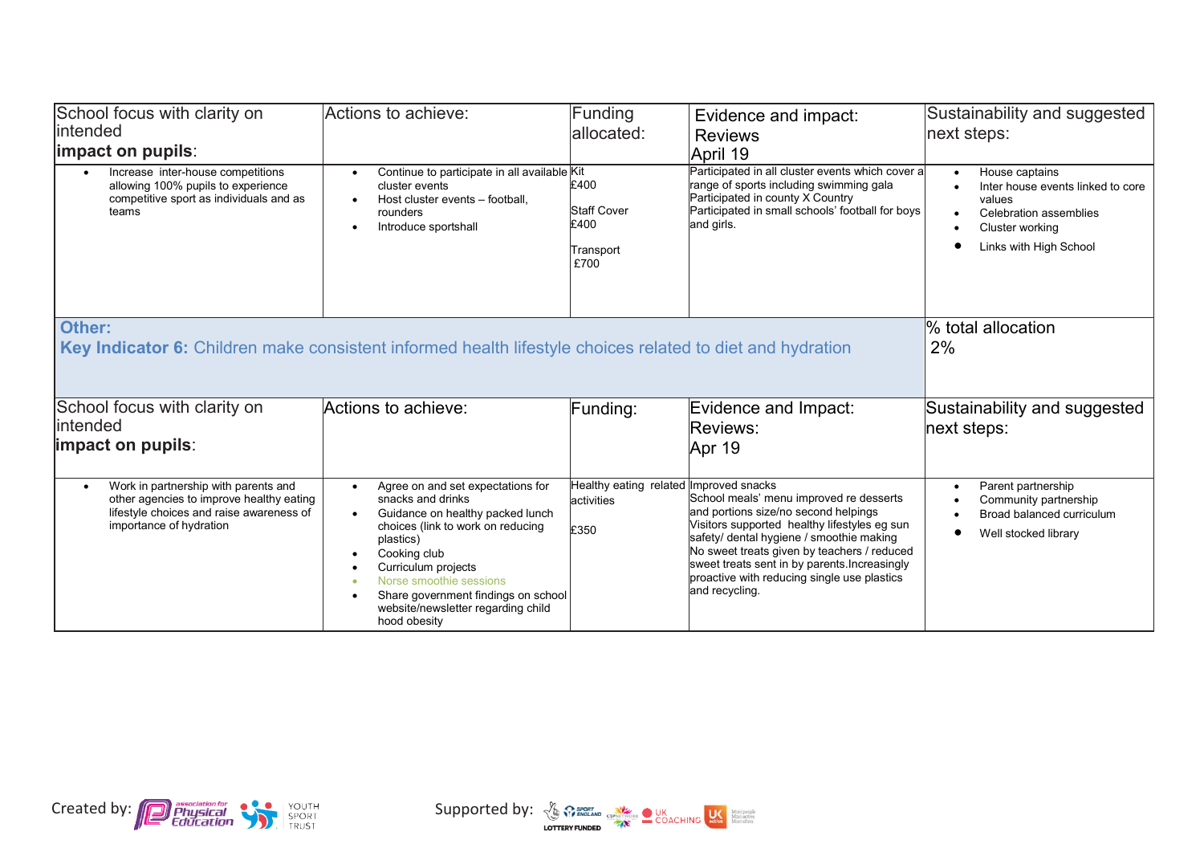| School focus with clarity on intended **impact on pupils**: | Actions to achieve: | Funding allocated: | Evidence and impact: Reviews April 19 | Sustainability and suggested next steps: |
|---|---|---|---|---|
| • Increase inter-house competitions allowing 100% pupils to experience competitive sport as individuals and as teams | • Continue to participate in all available cluster events<br>• Host cluster events – football, rounders<br>• Introduce sportshall | Kit £400<br><br>Staff Cover £400<br><br>Transport £700 | Participated in all cluster events which cover a range of sports including swimming gala<br>Participated in county X Country<br>Participated in small schools' football for boys and girls. | • House captains<br>• Inter house events linked to core values<br>• Celebration assemblies<br>• Cluster working<br>• Links with High School |

| | |
|---|---|
| **Other:**<br>**Key Indicator 6:** Children make consistent informed health lifestyle choices related to diet and hydration | % total allocation<br>2% |

| School focus with clarity on intended **impact on pupils**: | Actions to achieve: | Funding: | Evidence and Impact: Reviews: Apr 19 | Sustainability and suggested next steps: |
|---|---|---|---|---|
| • Work in partnership with parents and other agencies to improve healthy eating lifestyle choices and raise awareness of importance of hydration | • Agree on and set expectations for snacks and drinks<br>• Guidance on healthy packed lunch choices (link to work on reducing plastics)<br>• Cooking club<br>• Curriculum projects<br>• Norse smoothie sessions<br>• Share government findings on school website/newsletter regarding child hood obesity | Healthy eating related activities<br><br>£350 | Improved snacks<br>School meals' menu improved re desserts and portions size/no second helpings<br>Visitors supported healthy lifestyles eg sun safety/ dental hygiene / smoothie making<br>No sweet treats given by teachers / reduced sweet treats sent in by parents.Increasingly proactive with reducing single use plastics and recycling. | • Parent partnership<br>• Community partnership<br>• Broad balanced curriculum<br>• Well stocked library |

Created by: association for Physical Education, Youth Sport Trust

Supported by: Sport England Lottery Funded, CSPNetwork, UK Coaching, UK Active